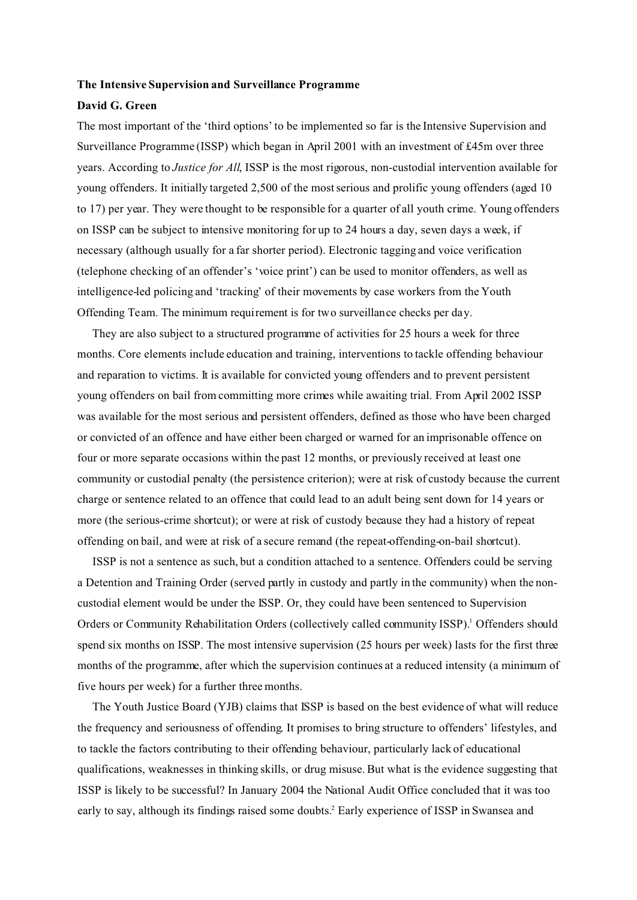**The Intensive Supervision and Surveillance Programme**

**David G. Green**

The most important of the 'third options' to be implemented so far is the Intensive Supervision and Surveillance Programme (ISSP) which began in April 2001 with an investment of £45m over three years. According to *Justice for All*, ISSP is the most rigorous, non-custodial intervention available for young offenders. It initially targeted 2,500 of the most serious and prolific young offenders (aged 10 to 17) per year. They were thought to be responsible for a quarter of all youth crime. Young offenders on ISSP can be subject to intensive monitoring for up to 24 hours a day, seven days a week, if necessary (although usually for a far shorter period). Electronic tagging and voice verification (telephone checking of an offender's 'voice print') can be used to monitor offenders, as well as intelligence-led policing and 'tracking' of their movements by case workers from the Youth Offending Team. The minimum requirement is for two surveillance checks per day.

They are also subject to a structured programme of activities for 25 hours a week for three months. Core elements include education and training, interventions to tackle offending behaviour and reparation to victims. It is available for convicted young offenders and to prevent persistent young offenders on bail from committing more crimes while awaiting trial. From April 2002 ISSP was available for the most serious and persistent offenders, defined as those who have been charged or convicted of an offence and have either been charged or warned for an imprisonable offence on four or more separate occasions within the past 12 months, or previously received at least one community or custodial penalty (the persistence criterion); were at risk of custody because the current charge or sentence related to an offence that could lead to an adult being sent down for 14 years or more (the serious-crime shortcut); or were at risk of custody because they had a history of repeat offending on bail, and were at risk of a secure remand (the repeat-offending-on-bail shortcut).

ISSP is not a sentence as such, but a condition attached to a sentence. Offenders could be serving a Detention and Training Order (served partly in custody and partly in the community) when the non-custodial element would be under the ISSP. Or, they could have been sentenced to Supervision Orders or Community Rehabilitation Orders (collectively called community ISSP).[1] Offenders should spend six months on ISSP. The most intensive supervision (25 hours per week) lasts for the first three months of the programme, after which the supervision continues at a reduced intensity (a minimum of five hours per week) for a further three months.

The Youth Justice Board (YJB) claims that ISSP is based on the best evidence of what will reduce the frequency and seriousness of offending. It promises to bring structure to offenders' lifestyles, and to tackle the factors contributing to their offending behaviour, particularly lack of educational qualifications, weaknesses in thinking skills, or drug misuse. But what is the evidence suggesting that ISSP is likely to be successful? In January 2004 the National Audit Office concluded that it was too early to say, although its findings raised some doubts.[2] Early experience of ISSP in Swansea and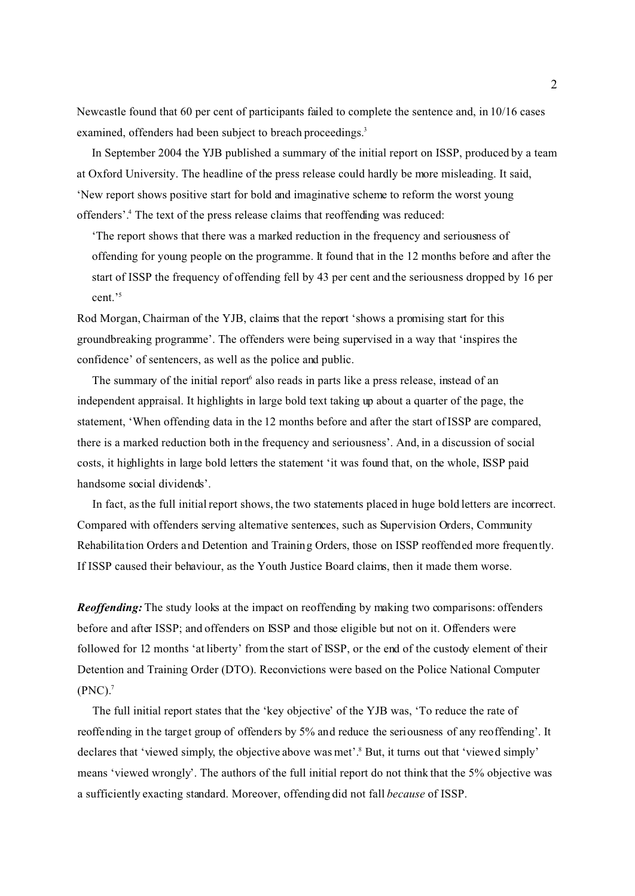Newcastle found that 60 per cent of participants failed to complete the sentence and, in 10/16 cases examined, offenders had been subject to breach proceedings.[3]

In September 2004 the YJB published a summary of the initial report on ISSP, produced by a team at Oxford University. The headline of the press release could hardly be more misleading. It said, 'New report shows positive start for bold and imaginative scheme to reform the worst young offenders'.[4] The text of the press release claims that reoffending was reduced:

> 'The report shows that there was a marked reduction in the frequency and seriousness of offending for young people on the programme. It found that in the 12 months before and after the start of ISSP the frequency of offending fell by 43 per cent and the seriousness dropped by 16 per cent.'[5]

Rod Morgan, Chairman of the YJB, claims that the report 'shows a promising start for this groundbreaking programme'. The offenders were being supervised in a way that 'inspires the confidence' of sentencers, as well as the police and public.

The summary of the initial report[6] also reads in parts like a press release, instead of an independent appraisal. It highlights in large bold text taking up about a quarter of the page, the statement, 'When offending data in the 12 months before and after the start of ISSP are compared, there is a marked reduction both in the frequency and seriousness'. And, in a discussion of social costs, it highlights in large bold letters the statement 'it was found that, on the whole, ISSP paid handsome social dividends'.

In fact, as the full initial report shows, the two statements placed in huge bold letters are incorrect. Compared with offenders serving alternative sentences, such as Supervision Orders, Community Rehabilitation Orders and Detention and Training Orders, those on ISSP reoffended more frequently. If ISSP caused their behaviour, as the Youth Justice Board claims, then it made them worse.

***Reoffending:*** The study looks at the impact on reoffending by making two comparisons: offenders before and after ISSP; and offenders on ISSP and those eligible but not on it. Offenders were followed for 12 months 'at liberty' from the start of ISSP, or the end of the custody element of their Detention and Training Order (DTO). Reconvictions were based on the Police National Computer (PNC).[7]

The full initial report states that the 'key objective' of the YJB was, 'To reduce the rate of reoffending in the target group of offenders by 5% and reduce the seriousness of any reoffending'. It declares that 'viewed simply, the objective above was met'.[8] But, it turns out that 'viewed simply' means 'viewed wrongly'. The authors of the full initial report do not think that the 5% objective was a sufficiently exacting standard. Moreover, offending did not fall *because* of ISSP.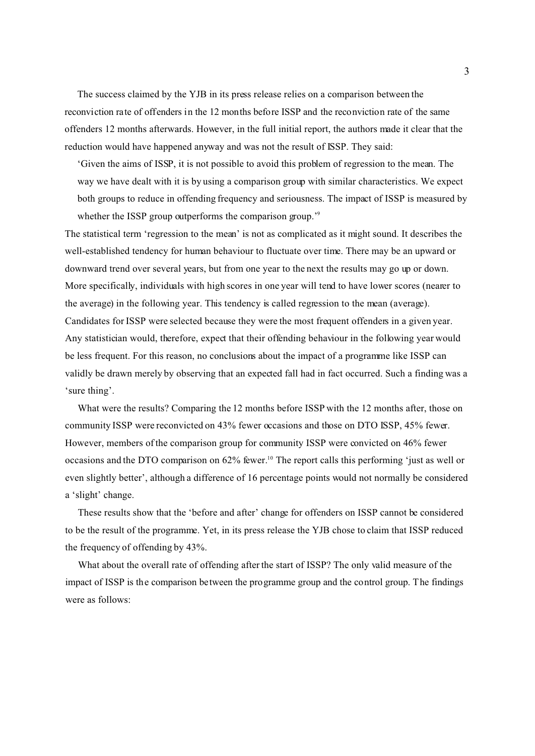The success claimed by the YJB in its press release relies on a comparison between the reconviction rate of offenders in the 12 months before ISSP and the reconviction rate of the same offenders 12 months afterwards. However, in the full initial report, the authors made it clear that the reduction would have happened anyway and was not the result of ISSP. They said:

> 'Given the aims of ISSP, it is not possible to avoid this problem of regression to the mean. The way we have dealt with it is by using a comparison group with similar characteristics. We expect both groups to reduce in offending frequency and seriousness. The impact of ISSP is measured by whether the ISSP group outperforms the comparison group.'[9]

The statistical term 'regression to the mean' is not as complicated as it might sound. It describes the well-established tendency for human behaviour to fluctuate over time. There may be an upward or downward trend over several years, but from one year to the next the results may go up or down. More specifically, individuals with high scores in one year will tend to have lower scores (nearer to the average) in the following year. This tendency is called regression to the mean (average). Candidates for ISSP were selected because they were the most frequent offenders in a given year. Any statistician would, therefore, expect that their offending behaviour in the following year would be less frequent. For this reason, no conclusions about the impact of a programme like ISSP can validly be drawn merely by observing that an expected fall had in fact occurred. Such a finding was a 'sure thing'.

What were the results? Comparing the 12 months before ISSP with the 12 months after, those on community ISSP were reconvicted on 43% fewer occasions and those on DTO ISSP, 45% fewer. However, members of the comparison group for community ISSP were convicted on 46% fewer occasions and the DTO comparison on 62% fewer.[10] The report calls this performing 'just as well or even slightly better', although a difference of 16 percentage points would not normally be considered a 'slight' change.

These results show that the 'before and after' change for offenders on ISSP cannot be considered to be the result of the programme. Yet, in its press release the YJB chose to claim that ISSP reduced the frequency of offending by 43%.

What about the overall rate of offending after the start of ISSP? The only valid measure of the impact of ISSP is the comparison between the programme group and the control group. The findings were as follows: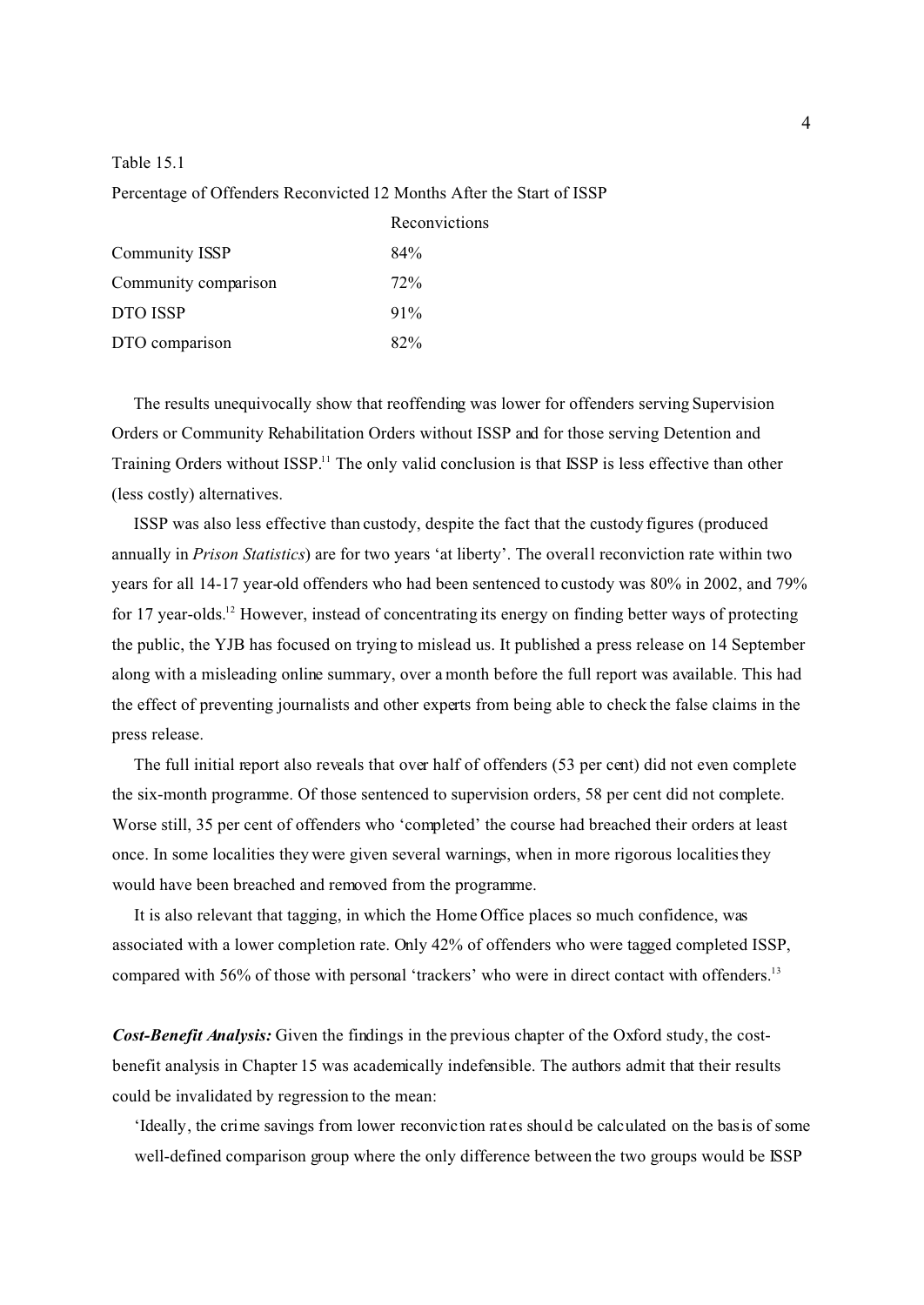Table 15.1

Percentage of Offenders Reconvicted 12 Months After the Start of ISSP

| | Reconvictions |
|---|---|
| Community ISSP | 84% |
| Community comparison | 72% |
| DTO ISSP | 91% |
| DTO comparison | 82% |

The results unequivocally show that reoffending was lower for offenders serving Supervision Orders or Community Rehabilitation Orders without ISSP and for those serving Detention and Training Orders without ISSP.[11] The only valid conclusion is that ISSP is less effective than other (less costly) alternatives.

ISSP was also less effective than custody, despite the fact that the custody figures (produced annually in *Prison Statistics*) are for two years 'at liberty'. The overall reconviction rate within two years for all 14-17 year-old offenders who had been sentenced to custody was 80% in 2002, and 79% for 17 year-olds.[12] However, instead of concentrating its energy on finding better ways of protecting the public, the YJB has focused on trying to mislead us. It published a press release on 14 September along with a misleading online summary, over a month before the full report was available. This had the effect of preventing journalists and other experts from being able to check the false claims in the press release.

The full initial report also reveals that over half of offenders (53 per cent) did not even complete the six-month programme. Of those sentenced to supervision orders, 58 per cent did not complete. Worse still, 35 per cent of offenders who 'completed' the course had breached their orders at least once. In some localities they were given several warnings, when in more rigorous localities they would have been breached and removed from the programme.

It is also relevant that tagging, in which the Home Office places so much confidence, was associated with a lower completion rate. Only 42% of offenders who were tagged completed ISSP, compared with 56% of those with personal 'trackers' who were in direct contact with offenders.[13]

***Cost-Benefit Analysis:*** Given the findings in the previous chapter of the Oxford study, the cost-benefit analysis in Chapter 15 was academically indefensible. The authors admit that their results could be invalidated by regression to the mean:

> 'Ideally, the crime savings from lower reconviction rates should be calculated on the basis of some well-defined comparison group where the only difference between the two groups would be ISSP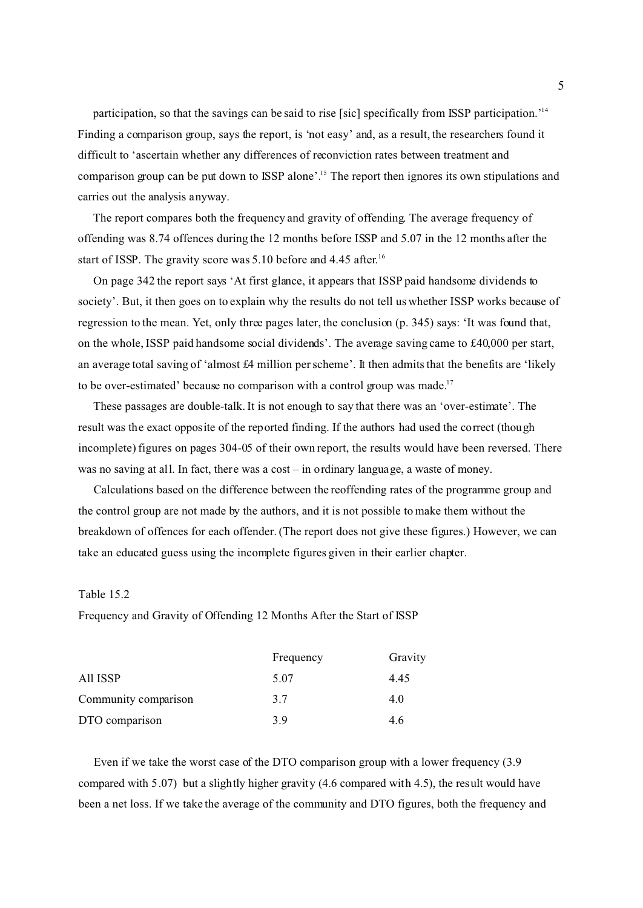participation, so that the savings can be said to rise [sic] specifically from ISSP participation.'[14] Finding a comparison group, says the report, is 'not easy' and, as a result, the researchers found it difficult to 'ascertain whether any differences of reconviction rates between treatment and comparison group can be put down to ISSP alone'.[15] The report then ignores its own stipulations and carries out the analysis anyway.

The report compares both the frequency and gravity of offending. The average frequency of offending was 8.74 offences during the 12 months before ISSP and 5.07 in the 12 months after the start of ISSP. The gravity score was 5.10 before and 4.45 after.[16]

On page 342 the report says 'At first glance, it appears that ISSP paid handsome dividends to society'. But, it then goes on to explain why the results do not tell us whether ISSP works because of regression to the mean. Yet, only three pages later, the conclusion (p. 345) says: 'It was found that, on the whole, ISSP paid handsome social dividends'. The average saving came to £40,000 per start, an average total saving of 'almost £4 million per scheme'. It then admits that the benefits are 'likely to be over-estimated' because no comparison with a control group was made.[17]

These passages are double-talk. It is not enough to say that there was an 'over-estimate'. The result was the exact opposite of the reported finding. If the authors had used the correct (though incomplete) figures on pages 304-05 of their own report, the results would have been reversed. There was no saving at all. In fact, there was a cost – in ordinary language, a waste of money.

Calculations based on the difference between the reoffending rates of the programme group and the control group are not made by the authors, and it is not possible to make them without the breakdown of offences for each offender. (The report does not give these figures.) However, we can take an educated guess using the incomplete figures given in their earlier chapter.

Table 15.2

Frequency and Gravity of Offending 12 Months After the Start of ISSP

| | Frequency | Gravity |
|---|---|---|
| All ISSP | 5.07 | 4.45 |
| Community comparison | 3.7 | 4.0 |
| DTO comparison | 3.9 | 4.6 |

Even if we take the worst case of the DTO comparison group with a lower frequency (3.9 compared with 5.07) but a slightly higher gravity (4.6 compared with 4.5), the result would have been a net loss. If we take the average of the community and DTO figures, both the frequency and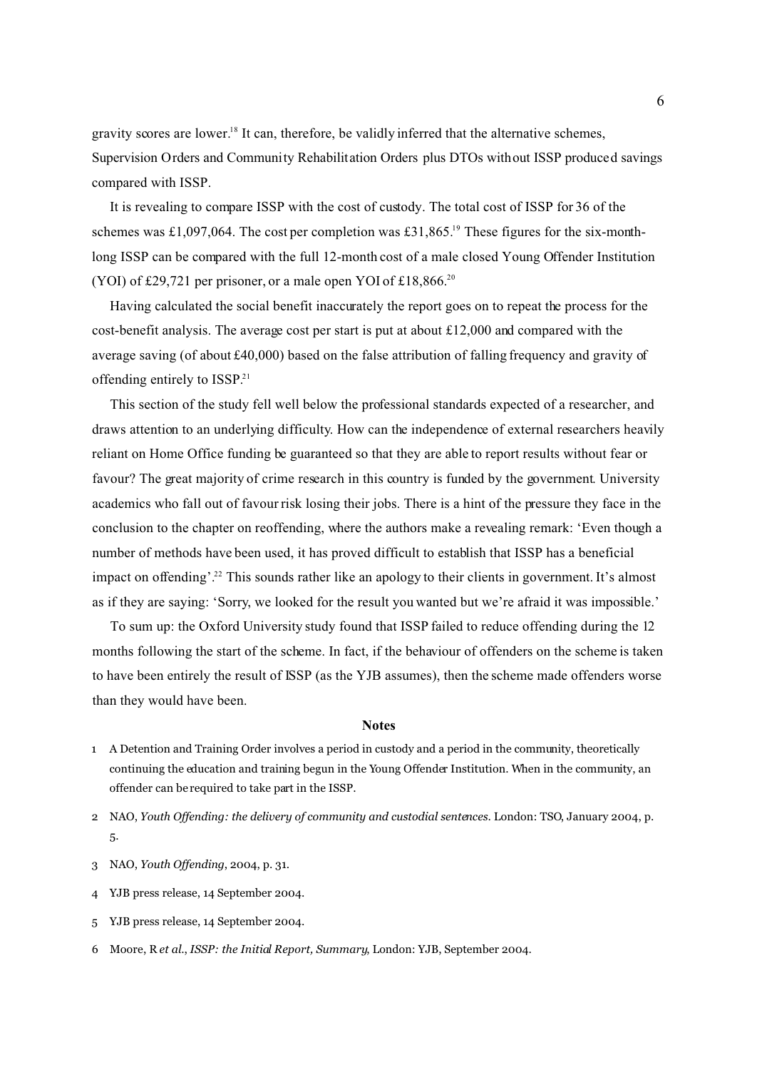gravity scores are lower.[18] It can, therefore, be validly inferred that the alternative schemes, Supervision Orders and Community Rehabilitation Orders plus DTOs without ISSP produced savings compared with ISSP.

It is revealing to compare ISSP with the cost of custody. The total cost of ISSP for 36 of the schemes was £1,097,064. The cost per completion was £31,865.[19] These figures for the six-month-long ISSP can be compared with the full 12-month cost of a male closed Young Offender Institution (YOI) of £29,721 per prisoner, or a male open YOI of £18,866.[20]

Having calculated the social benefit inaccurately the report goes on to repeat the process for the cost-benefit analysis. The average cost per start is put at about £12,000 and compared with the average saving (of about £40,000) based on the false attribution of falling frequency and gravity of offending entirely to ISSP.[21]

This section of the study fell well below the professional standards expected of a researcher, and draws attention to an underlying difficulty. How can the independence of external researchers heavily reliant on Home Office funding be guaranteed so that they are able to report results without fear or favour? The great majority of crime research in this country is funded by the government. University academics who fall out of favour risk losing their jobs. There is a hint of the pressure they face in the conclusion to the chapter on reoffending, where the authors make a revealing remark: 'Even though a number of methods have been used, it has proved difficult to establish that ISSP has a beneficial impact on offending'.[22] This sounds rather like an apology to their clients in government. It's almost as if they are saying: 'Sorry, we looked for the result you wanted but we're afraid it was impossible.'

To sum up: the Oxford University study found that ISSP failed to reduce offending during the 12 months following the start of the scheme. In fact, if the behaviour of offenders on the scheme is taken to have been entirely the result of ISSP (as the YJB assumes), then the scheme made offenders worse than they would have been.

## Notes

1. A Detention and Training Order involves a period in custody and a period in the community, theoretically continuing the education and training begun in the Young Offender Institution. When in the community, an offender can be required to take part in the ISSP.
2. NAO, *Youth Offending: the delivery of community and custodial sentences*. London: TSO, January 2004, p. 5.
3. NAO, *Youth Offending*, 2004, p. 31.
4. YJB press release, 14 September 2004.
5. YJB press release, 14 September 2004.
6. Moore, R *et al.*, *ISSP: the Initial Report, Summary*, London: YJB, September 2004.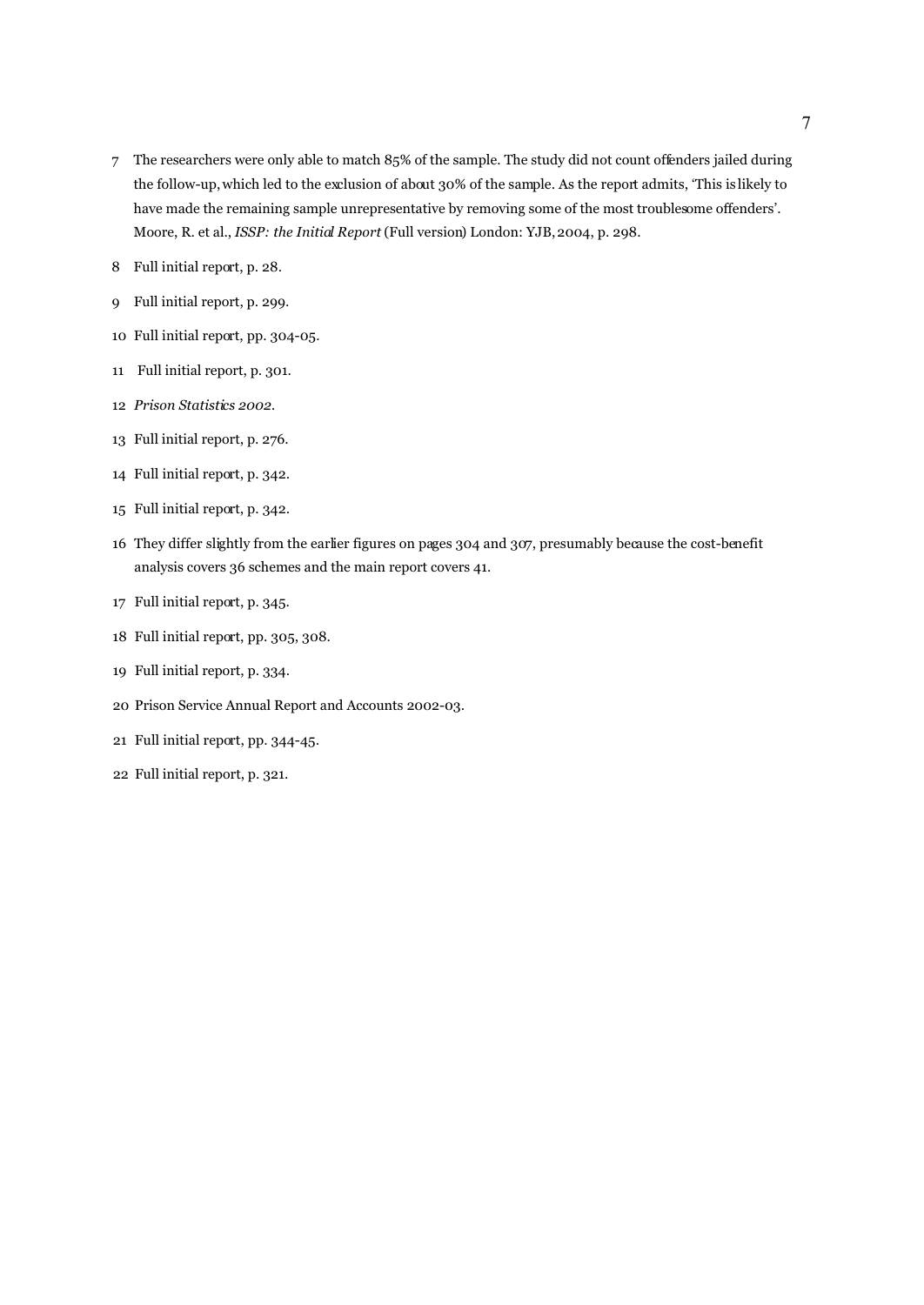7 The researchers were only able to match 85% of the sample. The study did not count offenders jailed during the follow-up, which led to the exclusion of about 30% of the sample. As the report admits, 'This is likely to have made the remaining sample unrepresentative by removing some of the most troublesome offenders'. Moore, R. et al., *ISSP: the Initial Report* (Full version) London: YJB, 2004, p. 298.

8 Full initial report, p. 28.

9 Full initial report, p. 299.

10 Full initial report, pp. 304-05.

11 Full initial report, p. 301.

12 *Prison Statistics 2002*.

13 Full initial report, p. 276.

14 Full initial report, p. 342.

15 Full initial report, p. 342.

16 They differ slightly from the earlier figures on pages 304 and 307, presumably because the cost-benefit analysis covers 36 schemes and the main report covers 41.

17 Full initial report, p. 345.

18 Full initial report, pp. 305, 308.

19 Full initial report, p. 334.

20 Prison Service Annual Report and Accounts 2002-03.

21 Full initial report, pp. 344-45.

22 Full initial report, p. 321.